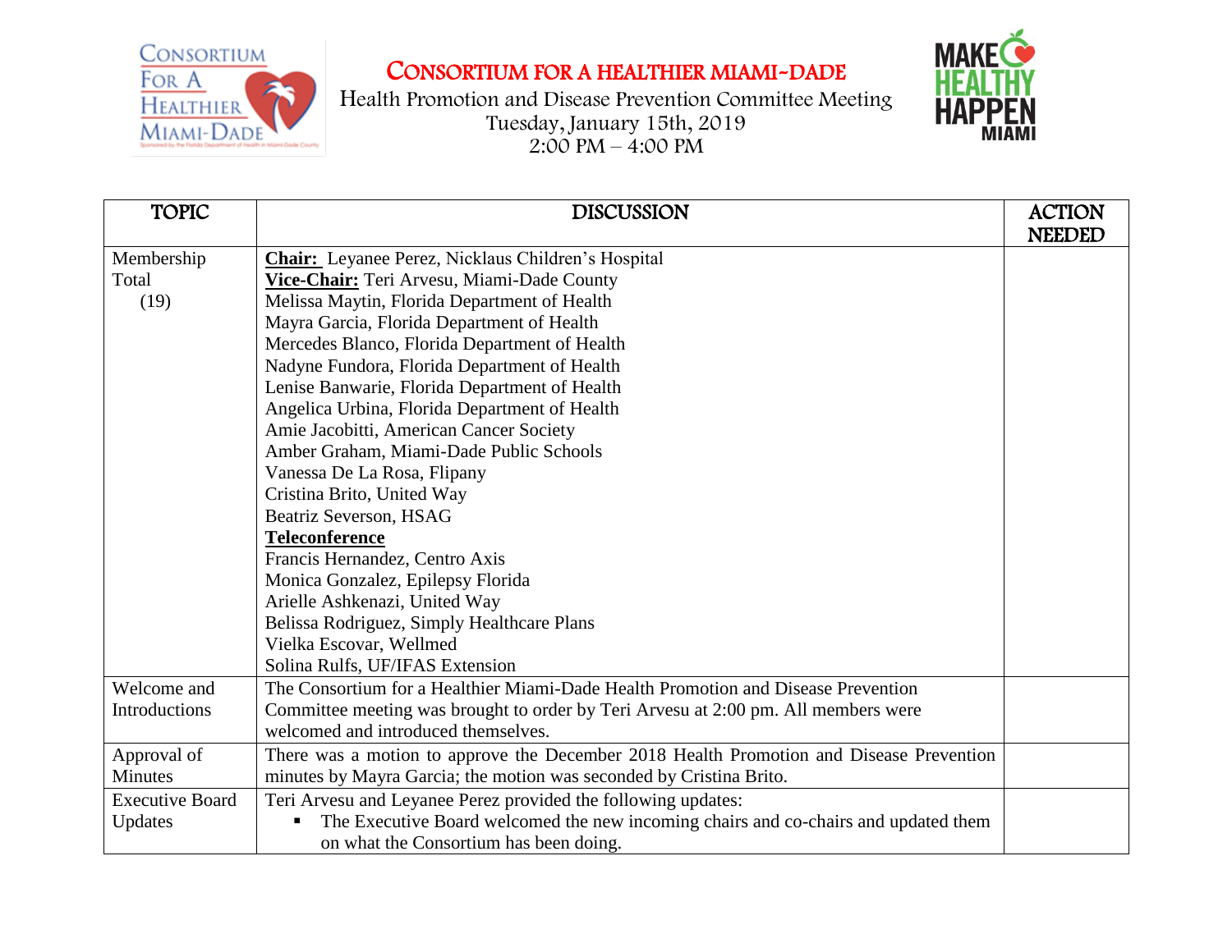# CONSORTIUM FOR A HEALTHIER MIAMI-DADE

Health Promotion and Disease Prevention Committee Meeting
Tuesday, January 15th, 2019
2:00 PM – 4:00 PM

| TOPIC | DISCUSSION | ACTION NEEDED |
|---|---|---|
| Membership Total (19) | **Chair:** Leyanee Perez, Nicklaus Children's Hospital<br>**Vice-Chair:** Teri Arvesu, Miami-Dade County<br>Melissa Maytin, Florida Department of Health<br>Mayra Garcia, Florida Department of Health<br>Mercedes Blanco, Florida Department of Health<br>Nadyne Fundora, Florida Department of Health<br>Lenise Banwarie, Florida Department of Health<br>Angelica Urbina, Florida Department of Health<br>Amie Jacobitti, American Cancer Society<br>Amber Graham, Miami-Dade Public Schools<br>Vanessa De La Rosa, Flipany<br>Cristina Brito, United Way<br>Beatriz Severson, HSAG<br>**Teleconference**<br>Francis Hernandez, Centro Axis<br>Monica Gonzalez, Epilepsy Florida<br>Arielle Ashkenazi, United Way<br>Belissa Rodriguez, Simply Healthcare Plans<br>Vielka Escovar, Wellmed<br>Solina Rulfs, UF/IFAS Extension | |
| Welcome and Introductions | The Consortium for a Healthier Miami-Dade Health Promotion and Disease Prevention Committee meeting was brought to order by Teri Arvesu at 2:00 pm. All members were welcomed and introduced themselves. | |
| Approval of Minutes | There was a motion to approve the December 2018 Health Promotion and Disease Prevention minutes by Mayra Garcia; the motion was seconded by Cristina Brito. | |
| Executive Board Updates | Teri Arvesu and Leyanee Perez provided the following updates:<br>▪ The Executive Board welcomed the new incoming chairs and co-chairs and updated them on what the Consortium has been doing. | |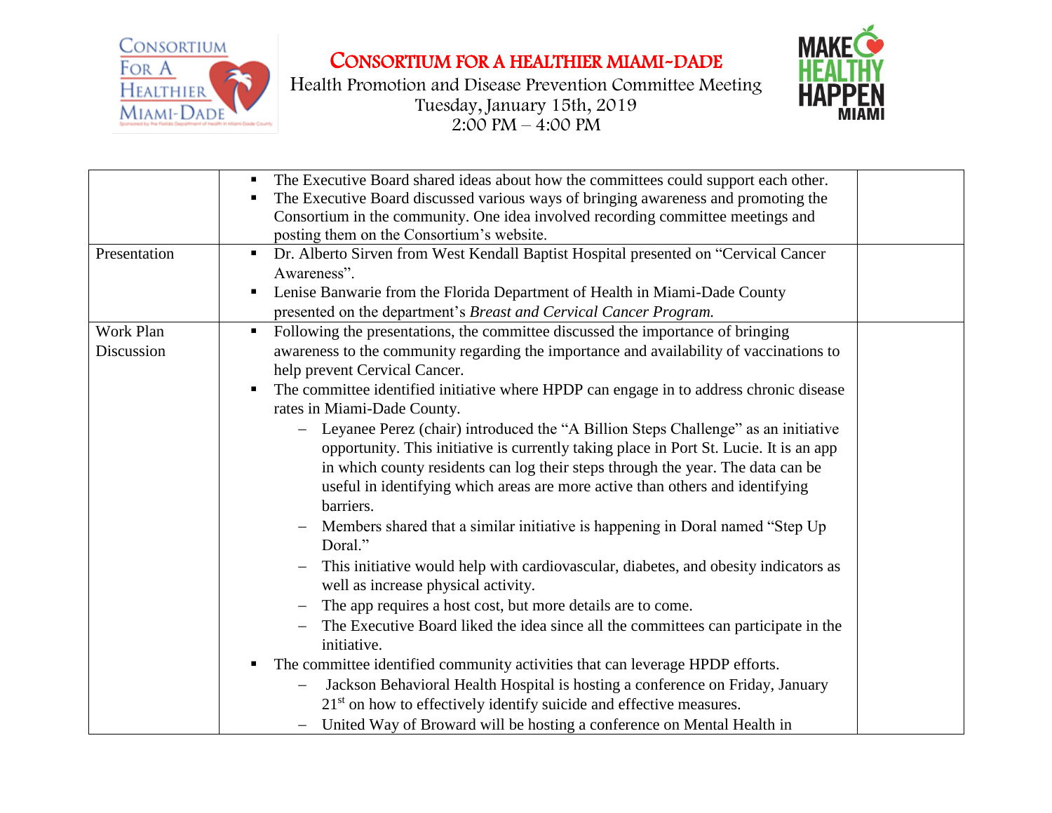# CONSORTIUM FOR A HEALTHIER MIAMI-DADE

Health Promotion and Disease Prevention Committee Meeting
Tuesday, January 15th, 2019
2:00 PM – 4:00 PM

| | | |
|---|---|---|
| | ▪ The Executive Board shared ideas about how the committees could support each other.<br>▪ The Executive Board discussed various ways of bringing awareness and promoting the Consortium in the community. One idea involved recording committee meetings and posting them on the Consortium's website. | |
| Presentation | ▪ Dr. Alberto Sirven from West Kendall Baptist Hospital presented on "Cervical Cancer Awareness".<br>▪ Lenise Banwarie from the Florida Department of Health in Miami-Dade County presented on the department's *Breast and Cervical Cancer Program.* | |
| Work Plan Discussion | ▪ Following the presentations, the committee discussed the importance of bringing awareness to the community regarding the importance and availability of vaccinations to help prevent Cervical Cancer.<br>▪ The committee identified initiative where HPDP can engage in to address chronic disease rates in Miami-Dade County.<br>– Leyanee Perez (chair) introduced the "A Billion Steps Challenge" as an initiative opportunity. This initiative is currently taking place in Port St. Lucie. It is an app in which county residents can log their steps through the year. The data can be useful in identifying which areas are more active than others and identifying barriers.<br>– Members shared that a similar initiative is happening in Doral named "Step Up Doral."<br>– This initiative would help with cardiovascular, diabetes, and obesity indicators as well as increase physical activity.<br>– The app requires a host cost, but more details are to come.<br>– The Executive Board liked the idea since all the committees can participate in the initiative.<br>▪ The committee identified community activities that can leverage HPDP efforts.<br>– Jackson Behavioral Health Hospital is hosting a conference on Friday, January 21st on how to effectively identify suicide and effective measures.<br>– United Way of Broward will be hosting a conference on Mental Health in | |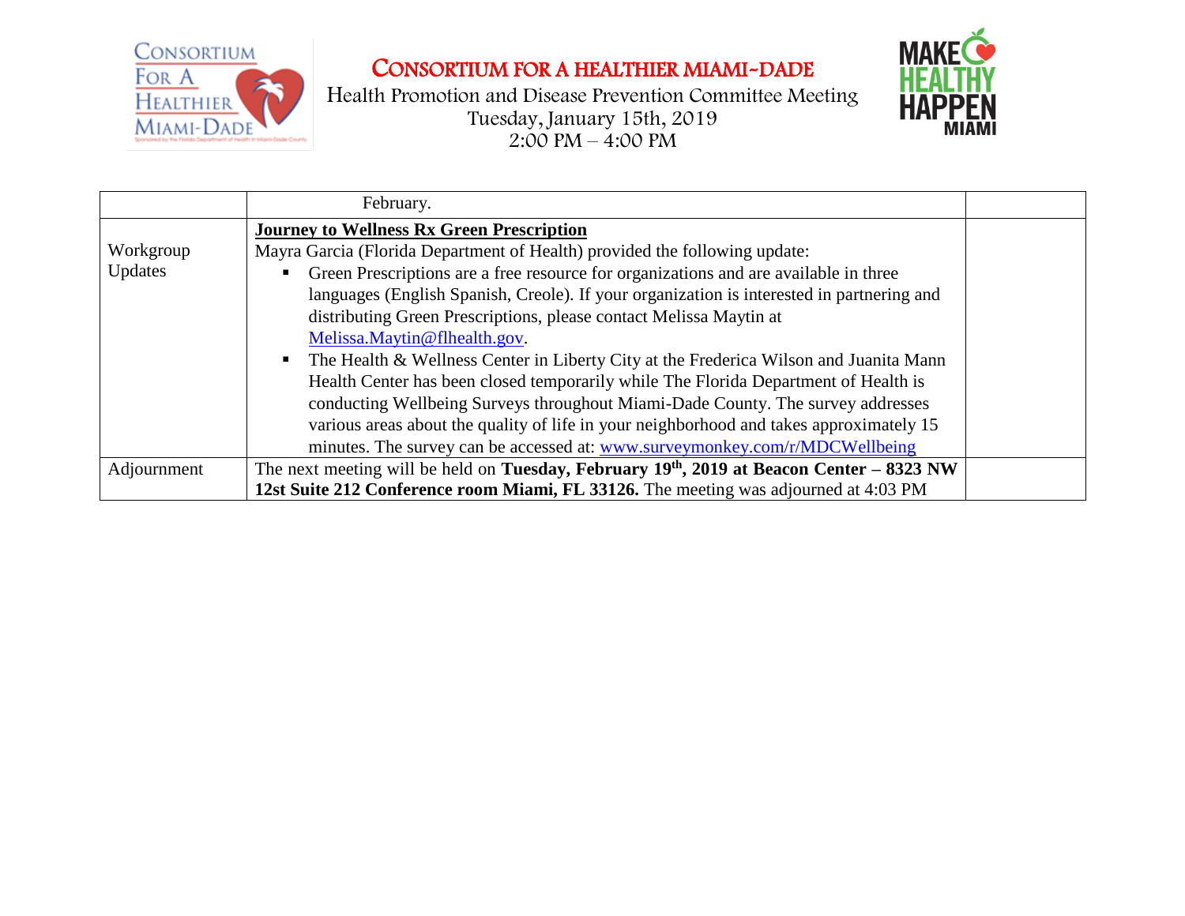# CONSORTIUM FOR A HEALTHIER MIAMI-DADE

Health Promotion and Disease Prevention Committee Meeting
Tuesday, January 15th, 2019
2:00 PM – 4:00 PM

| | | |
|---|---|---|
| | February. | |
| Workgroup Updates | **Journey to Wellness Rx Green Prescription**<br>Mayra Garcia (Florida Department of Health) provided the following update:<br>▪ Green Prescriptions are a free resource for organizations and are available in three languages (English Spanish, Creole). If your organization is interested in partnering and distributing Green Prescriptions, please contact Melissa Maytin at Melissa.Maytin@flhealth.gov.<br>▪ The Health & Wellness Center in Liberty City at the Frederica Wilson and Juanita Mann Health Center has been closed temporarily while The Florida Department of Health is conducting Wellbeing Surveys throughout Miami-Dade County. The survey addresses various areas about the quality of life in your neighborhood and takes approximately 15 minutes. The survey can be accessed at: www.surveymonkey.com/r/MDCWellbeing | |
| Adjournment | The next meeting will be held on **Tuesday, February 19th, 2019 at Beacon Center – 8323 NW 12st Suite 212 Conference room Miami, FL 33126.** The meeting was adjourned at 4:03 PM | |